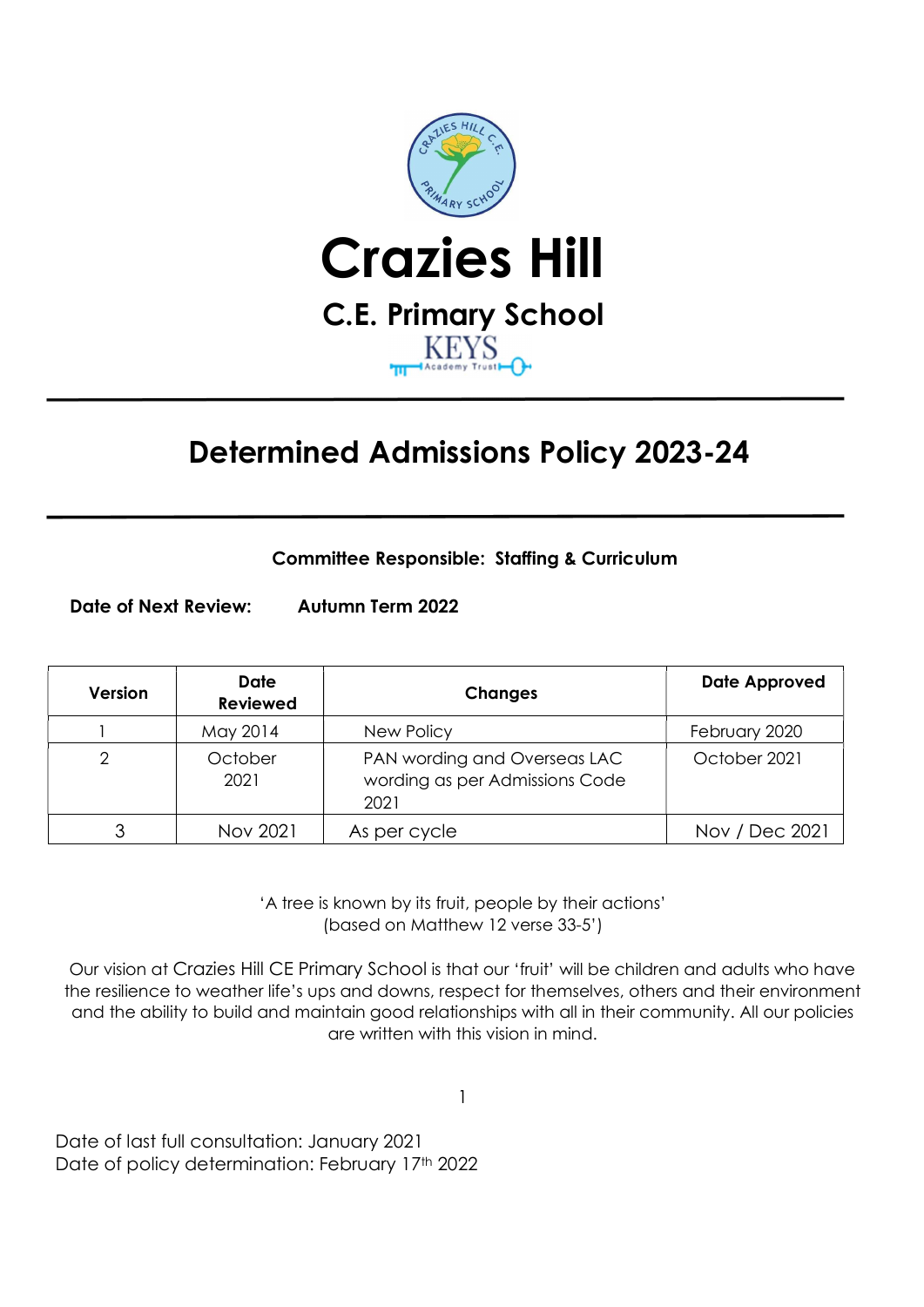# Crazies Hill

## C.E. Primary School

KEYS Academy Trust

---

# Determined Admissions Policy 2023-24

---

**Committee Responsible: Staffing & Curriculum**

**Date of Next Review:** **Autumn Term 2022**

| Version | Date Reviewed | Changes | Date Approved |
|---|---|---|---|
| 1 | May 2014 | New Policy | February 2020 |
| 2 | October 2021 | PAN wording and Overseas LAC wording as per Admissions Code 2021 | October 2021 |
| 3 | Nov 2021 | As per cycle | Nov / Dec 2021 |

'A tree is known by its fruit, people by their actions'
(based on Matthew 12 verse 33-5')

Our vision at Crazies Hill CE Primary School is that our 'fruit' will be children and adults who have the resilience to weather life's ups and downs, respect for themselves, others and their environment and the ability to build and maintain good relationships with all in their community. All our policies are written with this vision in mind.

Date of last full consultation: January 2021
Date of policy determination: February 17th 2022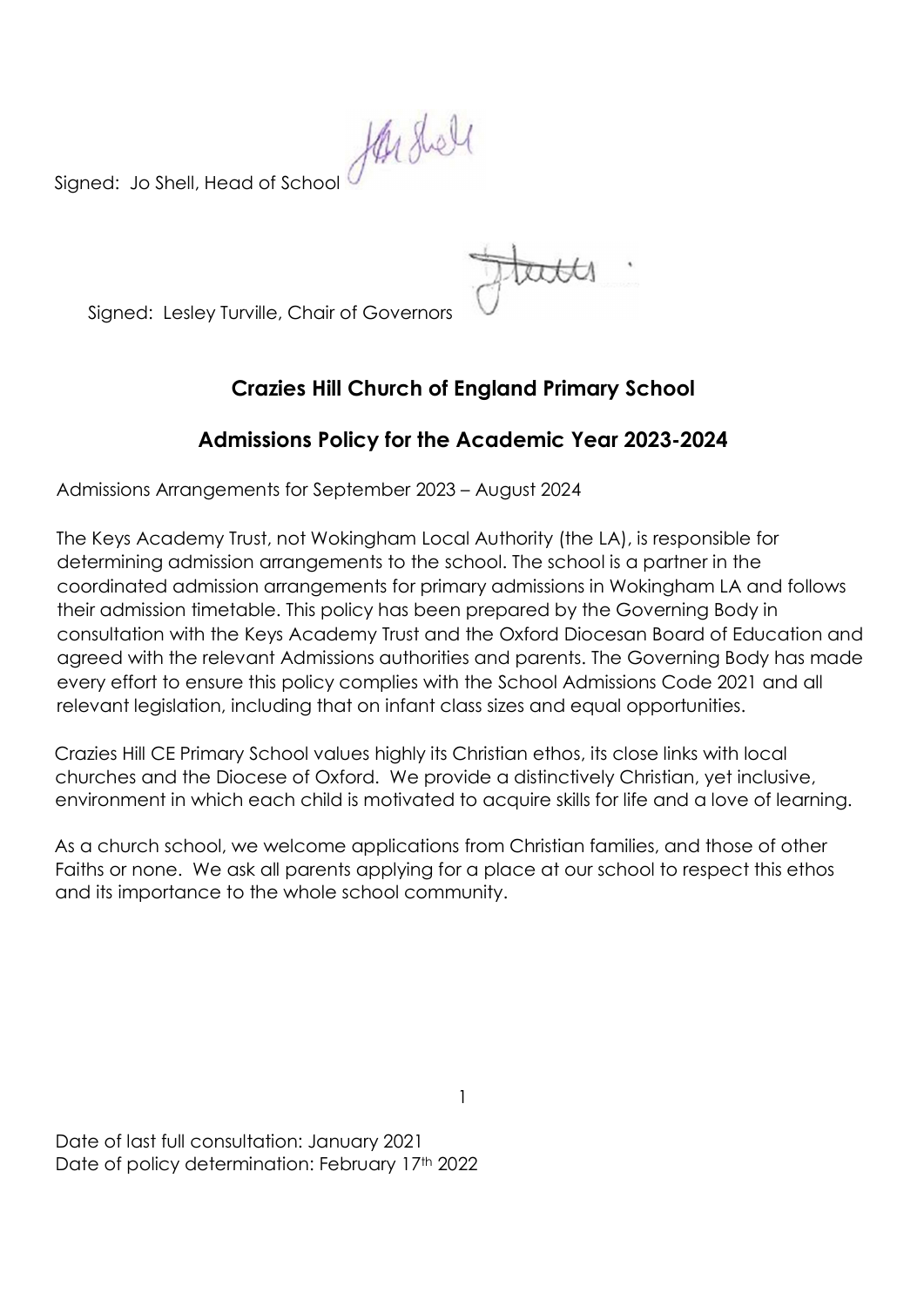Signed: Jo Shell, Head of School

Signed: Lesley Turville, Chair of Governors

# Crazies Hill Church of England Primary School

## Admissions Policy for the Academic Year 2023-2024

Admissions Arrangements for September 2023 – August 2024

The Keys Academy Trust, not Wokingham Local Authority (the LA), is responsible for determining admission arrangements to the school. The school is a partner in the coordinated admission arrangements for primary admissions in Wokingham LA and follows their admission timetable. This policy has been prepared by the Governing Body in consultation with the Keys Academy Trust and the Oxford Diocesan Board of Education and agreed with the relevant Admissions authorities and parents. The Governing Body has made every effort to ensure this policy complies with the School Admissions Code 2021 and all relevant legislation, including that on infant class sizes and equal opportunities.

Crazies Hill CE Primary School values highly its Christian ethos, its close links with local churches and the Diocese of Oxford. We provide a distinctively Christian, yet inclusive, environment in which each child is motivated to acquire skills for life and a love of learning.

As a church school, we welcome applications from Christian families, and those of other Faiths or none. We ask all parents applying for a place at our school to respect this ethos and its importance to the whole school community.

Date of last full consultation: January 2021
Date of policy determination: February 17th 2022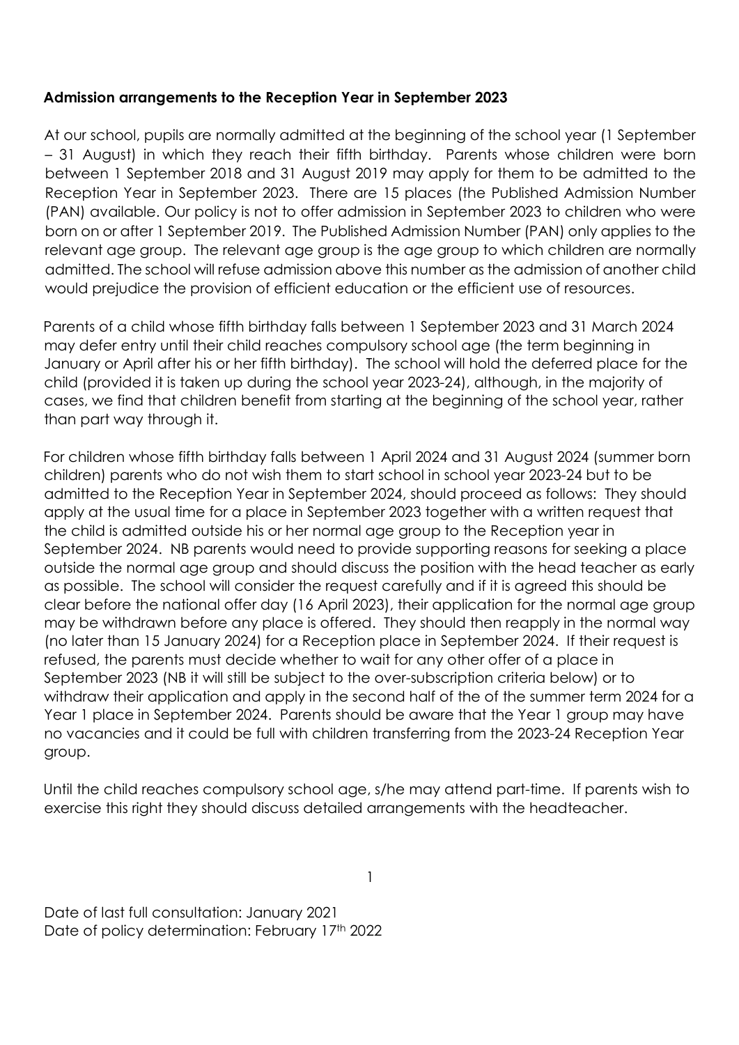**Admission arrangements to the Reception Year in September 2023**

At our school, pupils are normally admitted at the beginning of the school year (1 September – 31 August) in which they reach their fifth birthday. Parents whose children were born between 1 September 2018 and 31 August 2019 may apply for them to be admitted to the Reception Year in September 2023. There are 15 places (the Published Admission Number (PAN) available. Our policy is not to offer admission in September 2023 to children who were born on or after 1 September 2019. The Published Admission Number (PAN) only applies to the relevant age group. The relevant age group is the age group to which children are normally admitted. The school will refuse admission above this number as the admission of another child would prejudice the provision of efficient education or the efficient use of resources.

Parents of a child whose fifth birthday falls between 1 September 2023 and 31 March 2024 may defer entry until their child reaches compulsory school age (the term beginning in January or April after his or her fifth birthday). The school will hold the deferred place for the child (provided it is taken up during the school year 2023-24), although, in the majority of cases, we find that children benefit from starting at the beginning of the school year, rather than part way through it.

For children whose fifth birthday falls between 1 April 2024 and 31 August 2024 (summer born children) parents who do not wish them to start school in school year 2023-24 but to be admitted to the Reception Year in September 2024, should proceed as follows: They should apply at the usual time for a place in September 2023 together with a written request that the child is admitted outside his or her normal age group to the Reception year in September 2024. NB parents would need to provide supporting reasons for seeking a place outside the normal age group and should discuss the position with the head teacher as early as possible. The school will consider the request carefully and if it is agreed this should be clear before the national offer day (16 April 2023), their application for the normal age group may be withdrawn before any place is offered. They should then reapply in the normal way (no later than 15 January 2024) for a Reception place in September 2024. If their request is refused, the parents must decide whether to wait for any other offer of a place in September 2023 (NB it will still be subject to the over-subscription criteria below) or to withdraw their application and apply in the second half of the of the summer term 2024 for a Year 1 place in September 2024. Parents should be aware that the Year 1 group may have no vacancies and it could be full with children transferring from the 2023-24 Reception Year group.

Until the child reaches compulsory school age, s/he may attend part-time. If parents wish to exercise this right they should discuss detailed arrangements with the headteacher.

Date of last full consultation: January 2021
Date of policy determination: February 17th 2022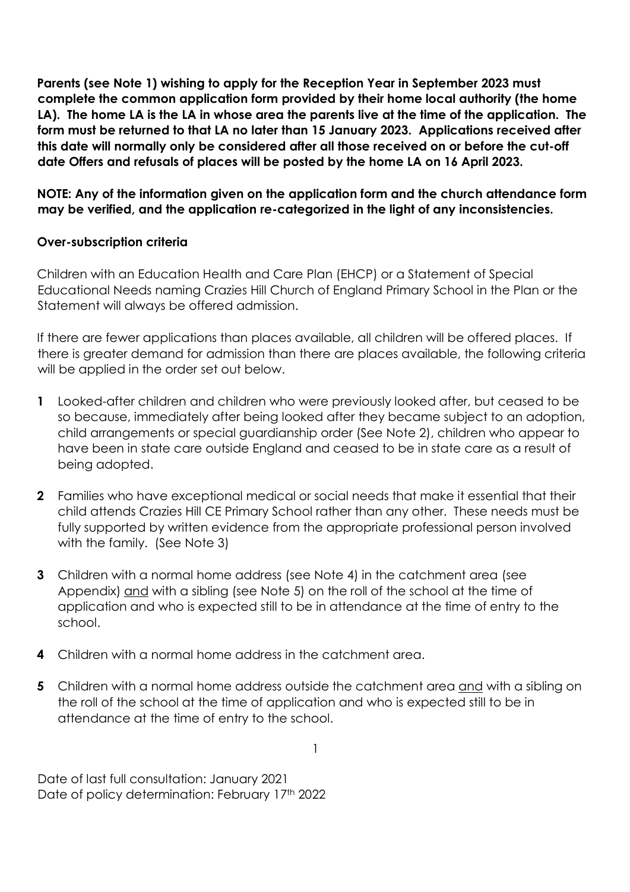**Parents (see Note 1) wishing to apply for the Reception Year in September 2023 must complete the common application form provided by their home local authority (the home LA). The home LA is the LA in whose area the parents live at the time of the application. The form must be returned to that LA no later than 15 January 2023. Applications received after this date will normally only be considered after all those received on or before the cut-off date Offers and refusals of places will be posted by the home LA on 16 April 2023.**

**NOTE: Any of the information given on the application form and the church attendance form may be verified, and the application re-categorized in the light of any inconsistencies.**

**Over-subscription criteria**

Children with an Education Health and Care Plan (EHCP) or a Statement of Special Educational Needs naming Crazies Hill Church of England Primary School in the Plan or the Statement will always be offered admission.

If there are fewer applications than places available, all children will be offered places. If there is greater demand for admission than there are places available, the following criteria will be applied in the order set out below.

**1** Looked-after children and children who were previously looked after, but ceased to be so because, immediately after being looked after they became subject to an adoption, child arrangements or special guardianship order (See Note 2), children who appear to have been in state care outside England and ceased to be in state care as a result of being adopted.

**2** Families who have exceptional medical or social needs that make it essential that their child attends Crazies Hill CE Primary School rather than any other. These needs must be fully supported by written evidence from the appropriate professional person involved with the family. (See Note 3)

**3** Children with a normal home address (see Note 4) in the catchment area (see Appendix) and with a sibling (see Note 5) on the roll of the school at the time of application and who is expected still to be in attendance at the time of entry to the school.

**4** Children with a normal home address in the catchment area.

**5** Children with a normal home address outside the catchment area and with a sibling on the roll of the school at the time of application and who is expected still to be in attendance at the time of entry to the school.

Date of last full consultation: January 2021
Date of policy determination: February 17th 2022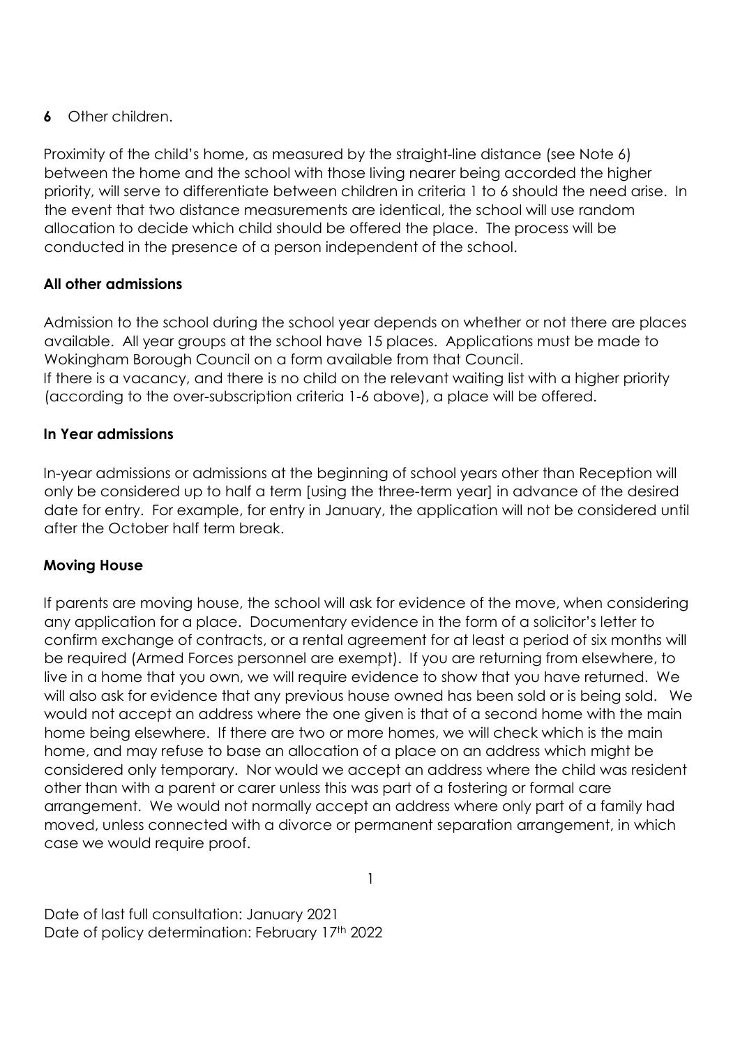**6** Other children.

Proximity of the child's home, as measured by the straight-line distance (see Note 6) between the home and the school with those living nearer being accorded the higher priority, will serve to differentiate between children in criteria 1 to 6 should the need arise. In the event that two distance measurements are identical, the school will use random allocation to decide which child should be offered the place. The process will be conducted in the presence of a person independent of the school.

### All other admissions

Admission to the school during the school year depends on whether or not there are places available. All year groups at the school have 15 places. Applications must be made to Wokingham Borough Council on a form available from that Council.
If there is a vacancy, and there is no child on the relevant waiting list with a higher priority (according to the over-subscription criteria 1-6 above), a place will be offered.

### In Year admissions

In-year admissions or admissions at the beginning of school years other than Reception will only be considered up to half a term [using the three-term year] in advance of the desired date for entry. For example, for entry in January, the application will not be considered until after the October half term break.

### Moving House

If parents are moving house, the school will ask for evidence of the move, when considering any application for a place. Documentary evidence in the form of a solicitor's letter to confirm exchange of contracts, or a rental agreement for at least a period of six months will be required (Armed Forces personnel are exempt). If you are returning from elsewhere, to live in a home that you own, we will require evidence to show that you have returned. We will also ask for evidence that any previous house owned has been sold or is being sold. We would not accept an address where the one given is that of a second home with the main home being elsewhere. If there are two or more homes, we will check which is the main home, and may refuse to base an allocation of a place on an address which might be considered only temporary. Nor would we accept an address where the child was resident other than with a parent or carer unless this was part of a fostering or formal care arrangement. We would not normally accept an address where only part of a family had moved, unless connected with a divorce or permanent separation arrangement, in which case we would require proof.

Date of last full consultation: January 2021
Date of policy determination: February 17th 2022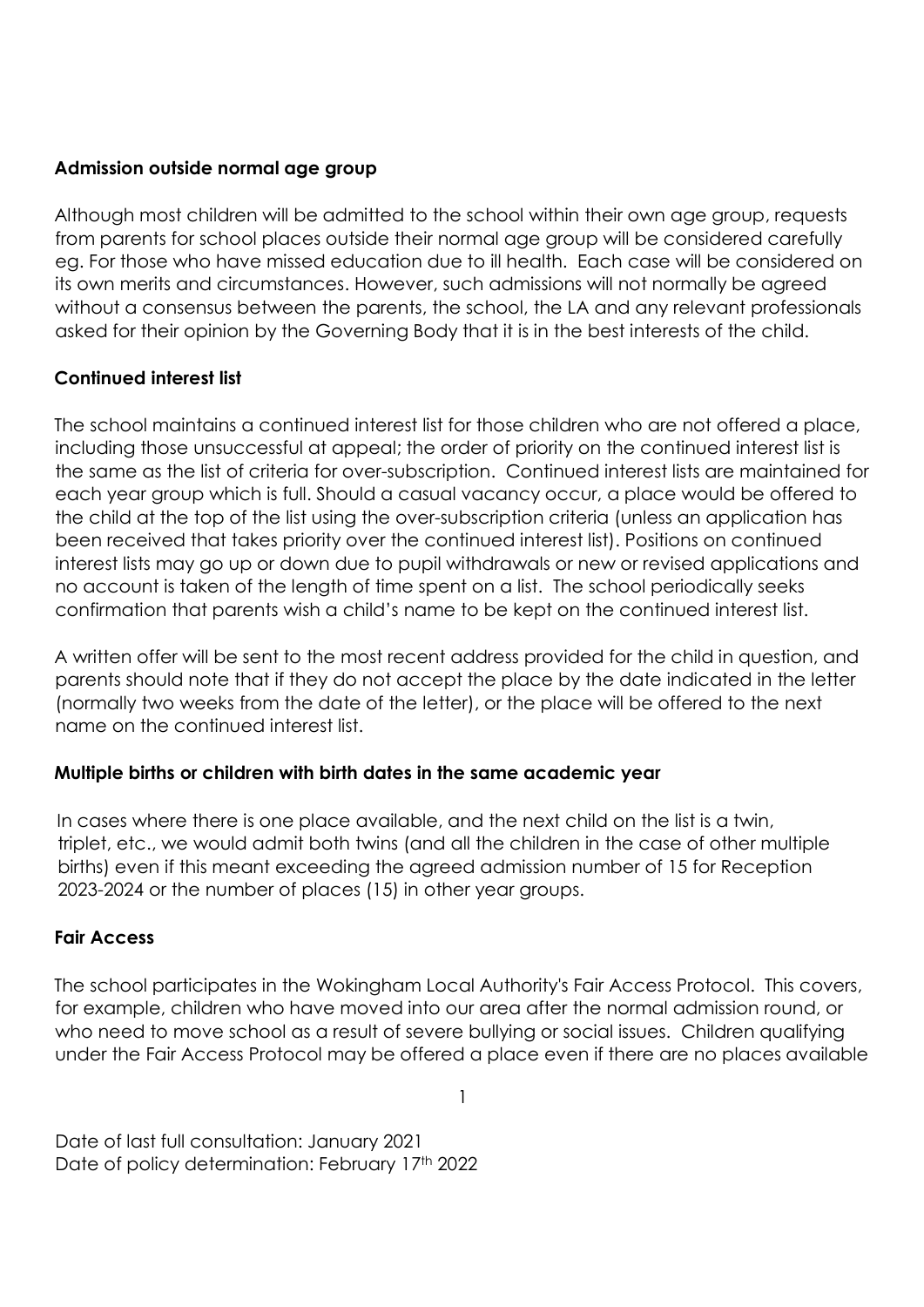**Admission outside normal age group**

Although most children will be admitted to the school within their own age group, requests from parents for school places outside their normal age group will be considered carefully eg. For those who have missed education due to ill health. Each case will be considered on its own merits and circumstances. However, such admissions will not normally be agreed without a consensus between the parents, the school, the LA and any relevant professionals asked for their opinion by the Governing Body that it is in the best interests of the child.

**Continued interest list**

The school maintains a continued interest list for those children who are not offered a place, including those unsuccessful at appeal; the order of priority on the continued interest list is the same as the list of criteria for over-subscription. Continued interest lists are maintained for each year group which is full. Should a casual vacancy occur, a place would be offered to the child at the top of the list using the over-subscription criteria (unless an application has been received that takes priority over the continued interest list). Positions on continued interest lists may go up or down due to pupil withdrawals or new or revised applications and no account is taken of the length of time spent on a list. The school periodically seeks confirmation that parents wish a child's name to be kept on the continued interest list.

A written offer will be sent to the most recent address provided for the child in question, and parents should note that if they do not accept the place by the date indicated in the letter (normally two weeks from the date of the letter), or the place will be offered to the next name on the continued interest list.

**Multiple births or children with birth dates in the same academic year**

In cases where there is one place available, and the next child on the list is a twin, triplet, etc., we would admit both twins (and all the children in the case of other multiple births) even if this meant exceeding the agreed admission number of 15 for Reception 2023-2024 or the number of places (15) in other year groups.

**Fair Access**

The school participates in the Wokingham Local Authority's Fair Access Protocol. This covers, for example, children who have moved into our area after the normal admission round, or who need to move school as a result of severe bullying or social issues. Children qualifying under the Fair Access Protocol may be offered a place even if there are no places available

Date of last full consultation: January 2021
Date of policy determination: February 17th 2022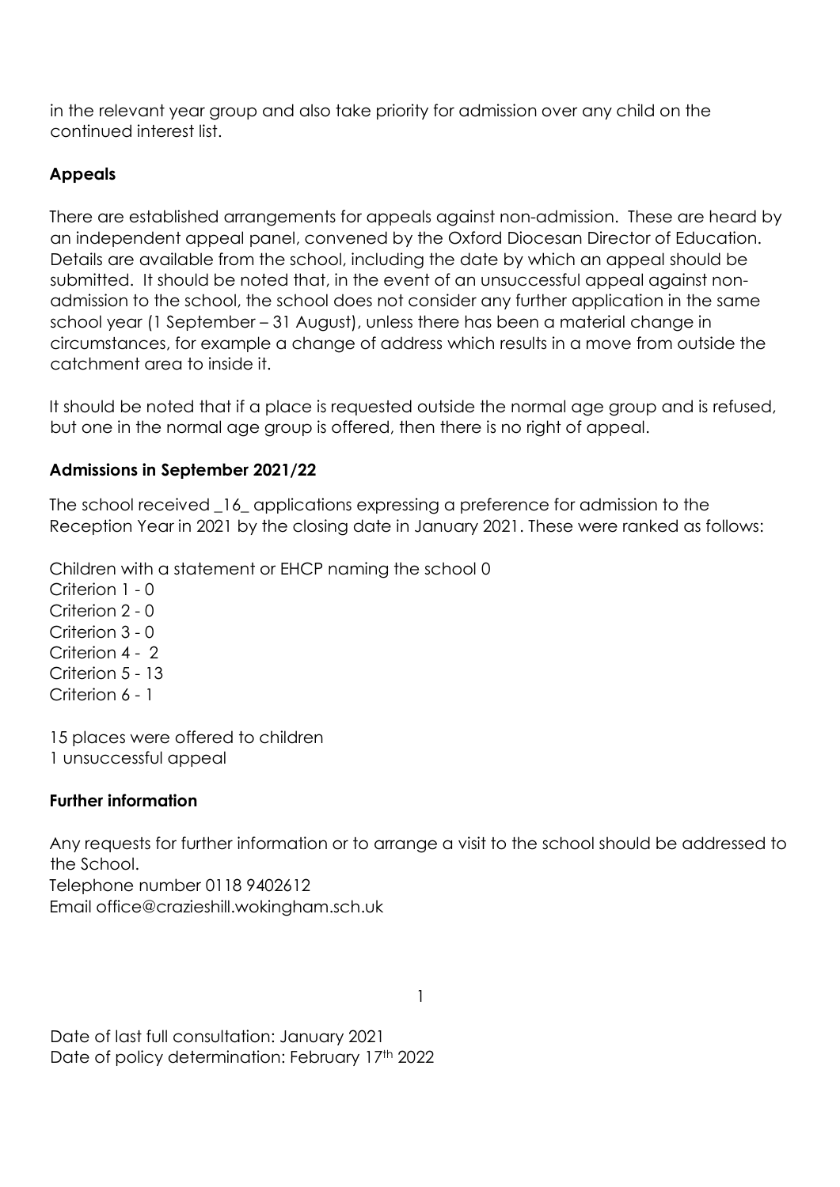in the relevant year group and also take priority for admission over any child on the continued interest list.

### Appeals

There are established arrangements for appeals against non-admission. These are heard by an independent appeal panel, convened by the Oxford Diocesan Director of Education. Details are available from the school, including the date by which an appeal should be submitted. It should be noted that, in the event of an unsuccessful appeal against non-admission to the school, the school does not consider any further application in the same school year (1 September – 31 August), unless there has been a material change in circumstances, for example a change of address which results in a move from outside the catchment area to inside it.

It should be noted that if a place is requested outside the normal age group and is refused, but one in the normal age group is offered, then there is no right of appeal.

### Admissions in September 2021/22

The school received _16_ applications expressing a preference for admission to the Reception Year in 2021 by the closing date in January 2021. These were ranked as follows:

Children with a statement or EHCP naming the school 0
Criterion 1 - 0
Criterion 2 - 0
Criterion 3 - 0
Criterion 4 - 2
Criterion 5 - 13
Criterion 6 - 1

15 places were offered to children
1 unsuccessful appeal

### Further information

Any requests for further information or to arrange a visit to the school should be addressed to the School.
Telephone number 0118 9402612
Email office@crazieshill.wokingham.sch.uk

Date of last full consultation: January 2021
Date of policy determination: February 17th 2022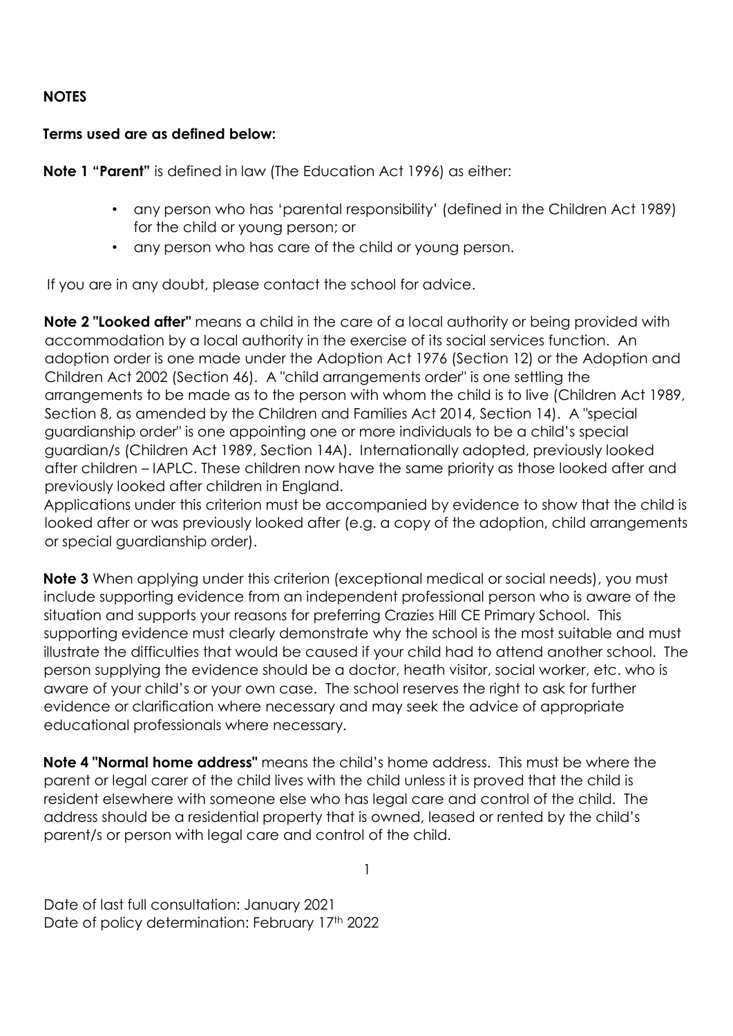**NOTES**

**Terms used are as defined below:**

**Note 1 "Parent"** is defined in law (The Education Act 1996) as either:

- any person who has 'parental responsibility' (defined in the Children Act 1989) for the child or young person; or
- any person who has care of the child or young person.

If you are in any doubt, please contact the school for advice.

**Note 2 "Looked after"** means a child in the care of a local authority or being provided with accommodation by a local authority in the exercise of its social services function. An adoption order is one made under the Adoption Act 1976 (Section 12) or the Adoption and Children Act 2002 (Section 46). A "child arrangements order" is one settling the arrangements to be made as to the person with whom the child is to live (Children Act 1989, Section 8, as amended by the Children and Families Act 2014, Section 14). A "special guardianship order" is one appointing one or more individuals to be a child's special guardian/s (Children Act 1989, Section 14A). Internationally adopted, previously looked after children – IAPLC. These children now have the same priority as those looked after and previously looked after children in England.
Applications under this criterion must be accompanied by evidence to show that the child is looked after or was previously looked after (e.g. a copy of the adoption, child arrangements or special guardianship order).

**Note 3** When applying under this criterion (exceptional medical or social needs), you must include supporting evidence from an independent professional person who is aware of the situation and supports your reasons for preferring Crazies Hill CE Primary School. This supporting evidence must clearly demonstrate why the school is the most suitable and must illustrate the difficulties that would be caused if your child had to attend another school. The person supplying the evidence should be a doctor, heath visitor, social worker, etc. who is aware of your child's or your own case. The school reserves the right to ask for further evidence or clarification where necessary and may seek the advice of appropriate educational professionals where necessary.

**Note 4 "Normal home address"** means the child's home address. This must be where the parent or legal carer of the child lives with the child unless it is proved that the child is resident elsewhere with someone else who has legal care and control of the child. The address should be a residential property that is owned, leased or rented by the child's parent/s or person with legal care and control of the child.

Date of last full consultation: January 2021
Date of policy determination: February 17th 2022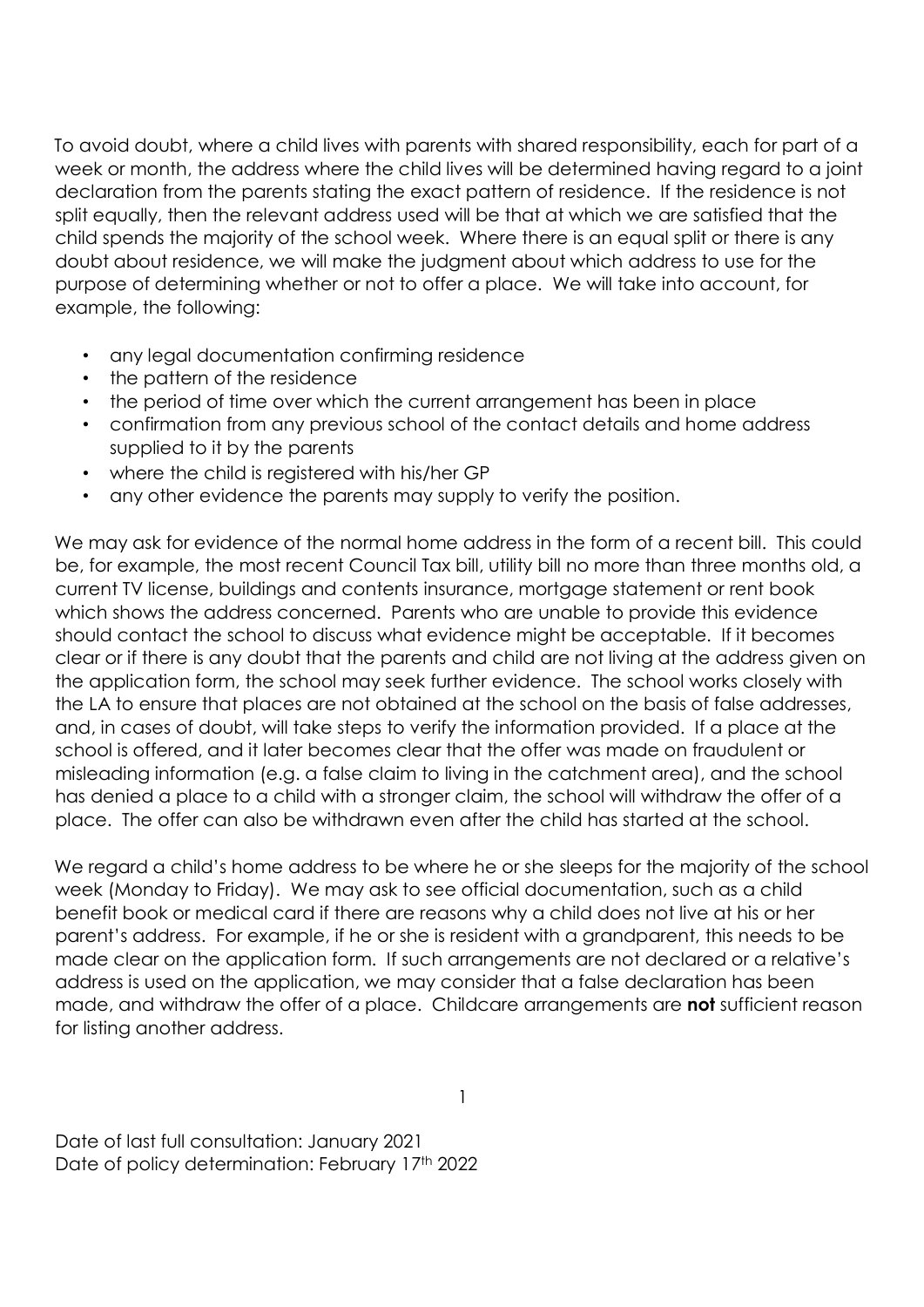To avoid doubt, where a child lives with parents with shared responsibility, each for part of a week or month, the address where the child lives will be determined having regard to a joint declaration from the parents stating the exact pattern of residence. If the residence is not split equally, then the relevant address used will be that at which we are satisfied that the child spends the majority of the school week. Where there is an equal split or there is any doubt about residence, we will make the judgment about which address to use for the purpose of determining whether or not to offer a place. We will take into account, for example, the following:

- any legal documentation confirming residence
- the pattern of the residence
- the period of time over which the current arrangement has been in place
- confirmation from any previous school of the contact details and home address supplied to it by the parents
- where the child is registered with his/her GP
- any other evidence the parents may supply to verify the position.

We may ask for evidence of the normal home address in the form of a recent bill. This could be, for example, the most recent Council Tax bill, utility bill no more than three months old, a current TV license, buildings and contents insurance, mortgage statement or rent book which shows the address concerned. Parents who are unable to provide this evidence should contact the school to discuss what evidence might be acceptable. If it becomes clear or if there is any doubt that the parents and child are not living at the address given on the application form, the school may seek further evidence. The school works closely with the LA to ensure that places are not obtained at the school on the basis of false addresses, and, in cases of doubt, will take steps to verify the information provided. If a place at the school is offered, and it later becomes clear that the offer was made on fraudulent or misleading information (e.g. a false claim to living in the catchment area), and the school has denied a place to a child with a stronger claim, the school will withdraw the offer of a place. The offer can also be withdrawn even after the child has started at the school.

We regard a child's home address to be where he or she sleeps for the majority of the school week (Monday to Friday). We may ask to see official documentation, such as a child benefit book or medical card if there are reasons why a child does not live at his or her parent's address. For example, if he or she is resident with a grandparent, this needs to be made clear on the application form. If such arrangements are not declared or a relative's address is used on the application, we may consider that a false declaration has been made, and withdraw the offer of a place. Childcare arrangements are **not** sufficient reason for listing another address.

Date of last full consultation: January 2021
Date of policy determination: February 17th 2022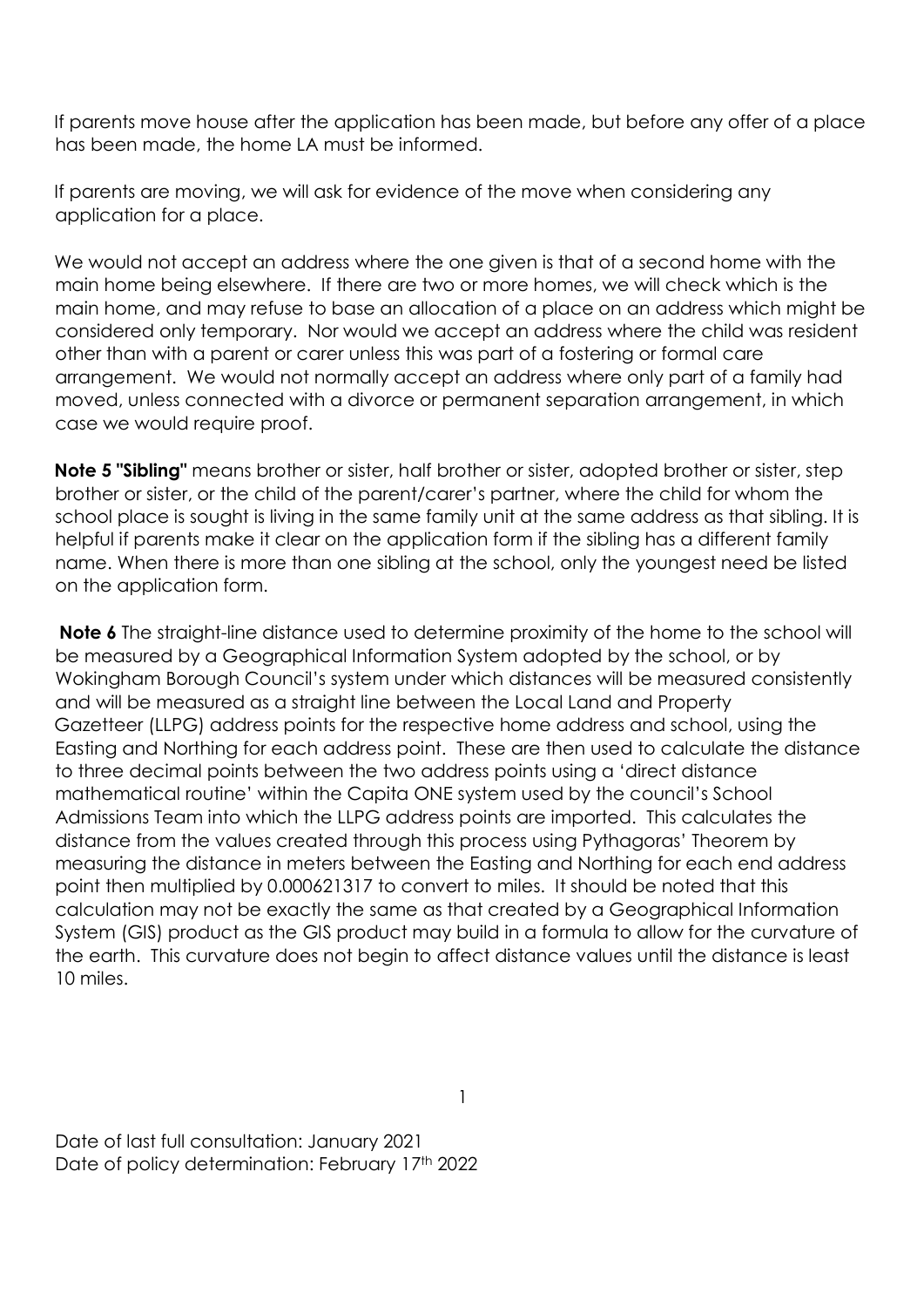If parents move house after the application has been made, but before any offer of a place has been made, the home LA must be informed.

If parents are moving, we will ask for evidence of the move when considering any application for a place.

We would not accept an address where the one given is that of a second home with the main home being elsewhere. If there are two or more homes, we will check which is the main home, and may refuse to base an allocation of a place on an address which might be considered only temporary. Nor would we accept an address where the child was resident other than with a parent or carer unless this was part of a fostering or formal care arrangement. We would not normally accept an address where only part of a family had moved, unless connected with a divorce or permanent separation arrangement, in which case we would require proof.

**Note 5 "Sibling"** means brother or sister, half brother or sister, adopted brother or sister, step brother or sister, or the child of the parent/carer's partner, where the child for whom the school place is sought is living in the same family unit at the same address as that sibling. It is helpful if parents make it clear on the application form if the sibling has a different family name. When there is more than one sibling at the school, only the youngest need be listed on the application form.

**Note 6** The straight-line distance used to determine proximity of the home to the school will be measured by a Geographical Information System adopted by the school, or by Wokingham Borough Council's system under which distances will be measured consistently and will be measured as a straight line between the Local Land and Property Gazetteer (LLPG) address points for the respective home address and school, using the Easting and Northing for each address point. These are then used to calculate the distance to three decimal points between the two address points using a 'direct distance mathematical routine' within the Capita ONE system used by the council's School Admissions Team into which the LLPG address points are imported. This calculates the distance from the values created through this process using Pythagoras' Theorem by measuring the distance in meters between the Easting and Northing for each end address point then multiplied by 0.000621317 to convert to miles. It should be noted that this calculation may not be exactly the same as that created by a Geographical Information System (GIS) product as the GIS product may build in a formula to allow for the curvature of the earth. This curvature does not begin to affect distance values until the distance is least 10 miles.

Date of last full consultation: January 2021
Date of policy determination: February 17th 2022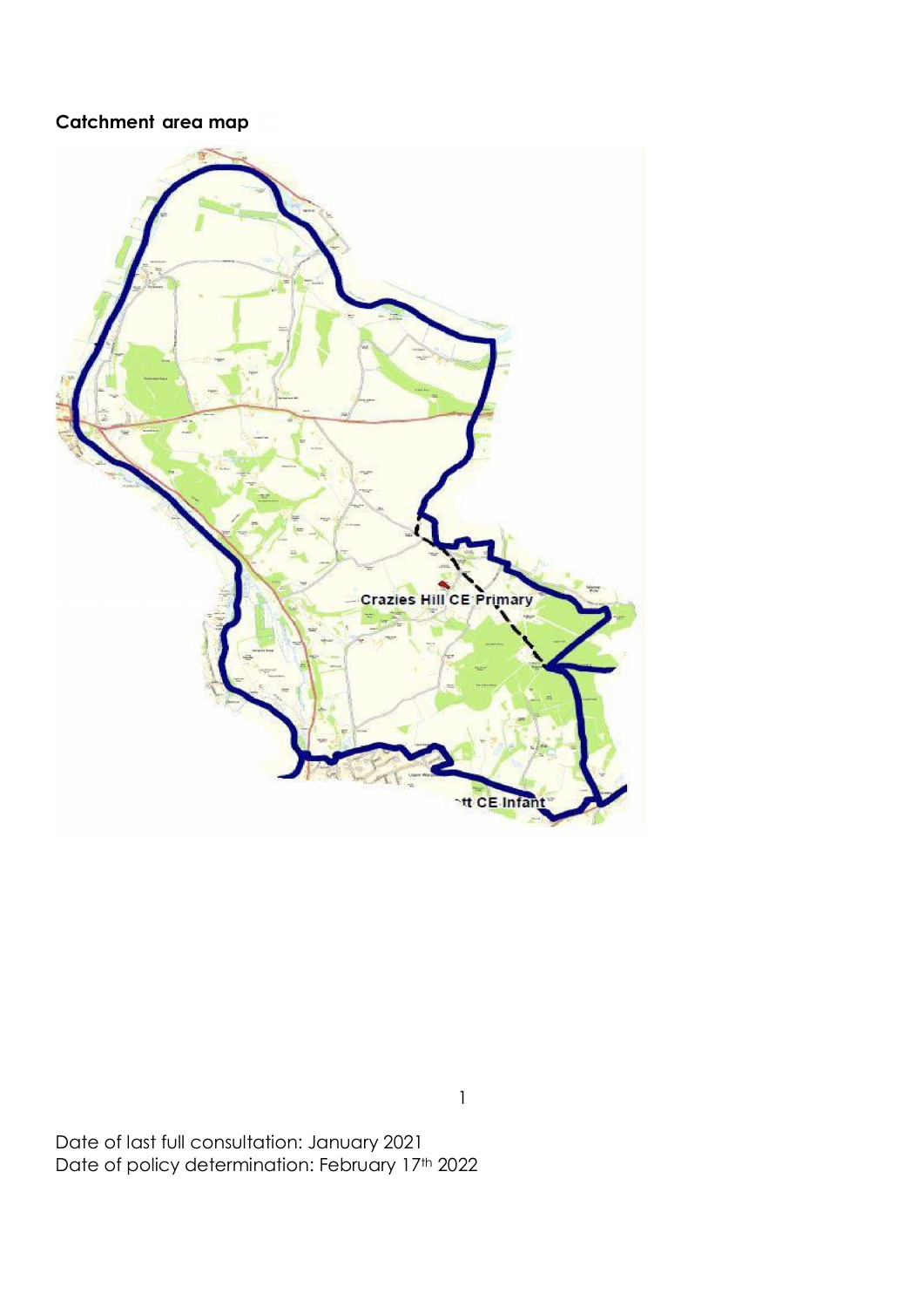**Catchment area map**

Crazies Hill CE Primary

tt CE Infant

Date of last full consultation: January 2021
Date of policy determination: February 17th 2022